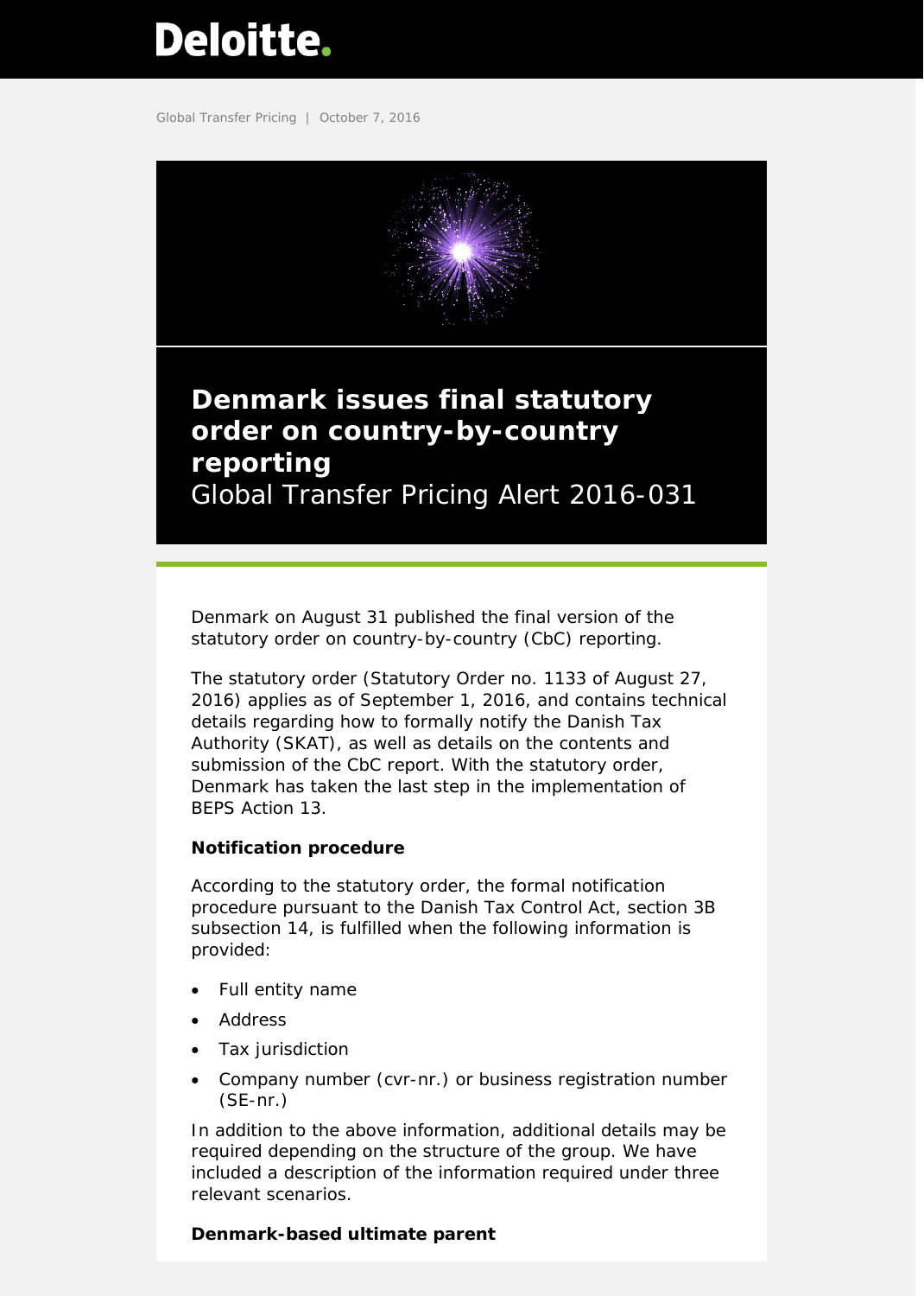Deloitte.

Global Transfer Pricing | October 7, 2016

# Denmark issues final statutory order on country-by-country reporting

Global Transfer Pricing Alert 2016-031

Denmark on August 31 published the final version of the statutory order on country-by-country (CbC) reporting.

The statutory order (Statutory Order no. 1133 of August 27, 2016) applies as of September 1, 2016, and contains technical details regarding how to formally notify the Danish Tax Authority (SKAT), as well as details on the contents and submission of the CbC report. With the statutory order, Denmark has taken the last step in the implementation of BEPS Action 13.

**Notification procedure**

According to the statutory order, the formal notification procedure pursuant to the Danish Tax Control Act, section 3B subsection 14, is fulfilled when the following information is provided:

- Full entity name
- Address
- Tax jurisdiction
- Company number (cvr-nr.) or business registration number (SE-nr.)

In addition to the above information, additional details may be required depending on the structure of the group. We have included a description of the information required under three relevant scenarios.

**Denmark-based ultimate parent**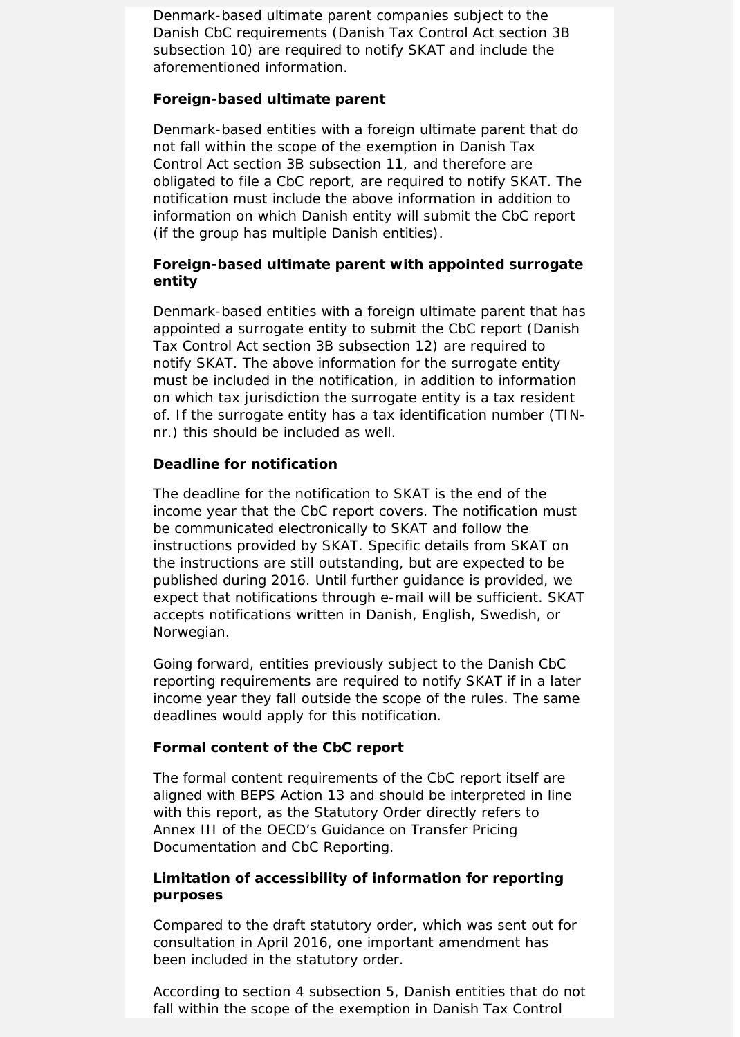Denmark-based ultimate parent companies subject to the Danish CbC requirements (Danish Tax Control Act section 3B subsection 10) are required to notify SKAT and include the aforementioned information.

### Foreign-based ultimate parent

Denmark-based entities with a foreign ultimate parent that do not fall within the scope of the exemption in Danish Tax Control Act section 3B subsection 11, and therefore are obligated to file a CbC report, are required to notify SKAT. The notification must include the above information in addition to information on which Danish entity will submit the CbC report (if the group has multiple Danish entities).

### Foreign-based ultimate parent with appointed surrogate entity

Denmark-based entities with a foreign ultimate parent that has appointed a surrogate entity to submit the CbC report (Danish Tax Control Act section 3B subsection 12) are required to notify SKAT. The above information for the surrogate entity must be included in the notification, in addition to information on which tax jurisdiction the surrogate entity is a tax resident of. If the surrogate entity has a tax identification number (TIN-nr.) this should be included as well.

### Deadline for notification

The deadline for the notification to SKAT is the end of the income year that the CbC report covers. The notification must be communicated electronically to SKAT and follow the instructions provided by SKAT. Specific details from SKAT on the instructions are still outstanding, but are expected to be published during 2016. Until further guidance is provided, we expect that notifications through e-mail will be sufficient. SKAT accepts notifications written in Danish, English, Swedish, or Norwegian.

Going forward, entities previously subject to the Danish CbC reporting requirements are required to notify SKAT if in a later income year they fall outside the scope of the rules. The same deadlines would apply for this notification.

### Formal content of the CbC report

The formal content requirements of the CbC report itself are aligned with BEPS Action 13 and should be interpreted in line with this report, as the Statutory Order directly refers to Annex III of the OECD's Guidance on Transfer Pricing Documentation and CbC Reporting.

### Limitation of accessibility of information for reporting purposes

Compared to the draft statutory order, which was sent out for consultation in April 2016, one important amendment has been included in the statutory order.

According to section 4 subsection 5, Danish entities that do not fall within the scope of the exemption in Danish Tax Control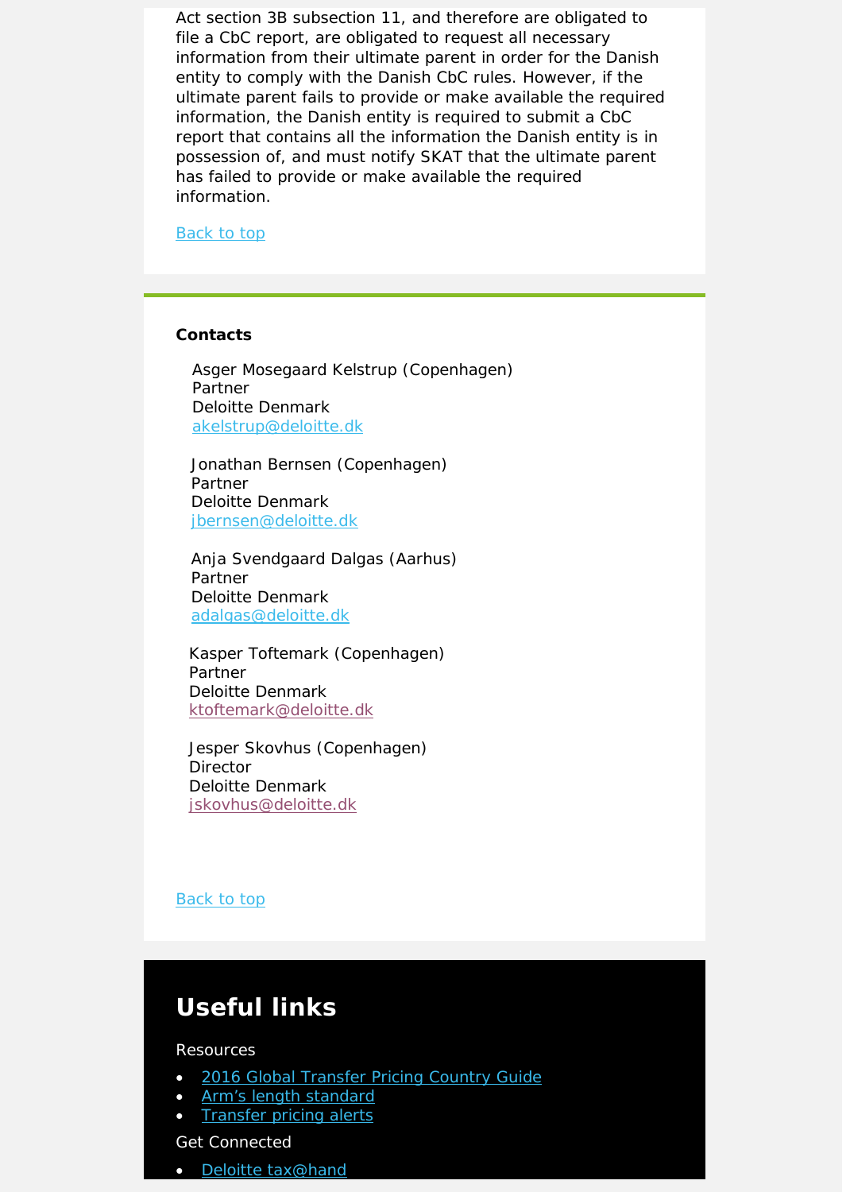Act section 3B subsection 11, and therefore are obligated to file a CbC report, are obligated to request all necessary information from their ultimate parent in order for the Danish entity to comply with the Danish CbC rules. However, if the ultimate parent fails to provide or make available the required information, the Danish entity is required to submit a CbC report that contains all the information the Danish entity is in possession of, and must notify SKAT that the ultimate parent has failed to provide or make available the required information.

Back to top

**Contacts**

Asger Mosegaard Kelstrup (Copenhagen)
Partner
Deloitte Denmark
akelstrup@deloitte.dk

Jonathan Bernsen (Copenhagen)
Partner
Deloitte Denmark
jbernsen@deloitte.dk

Anja Svendgaard Dalgas (Aarhus)
Partner
Deloitte Denmark
adalgas@deloitte.dk

Kasper Toftemark (Copenhagen)
Partner
Deloitte Denmark
ktoftemark@deloitte.dk

Jesper Skovhus (Copenhagen)
Director
Deloitte Denmark
jskovhus@deloitte.dk

Back to top

## Useful links

Resources

- 2016 Global Transfer Pricing Country Guide
- Arm's length standard
- Transfer pricing alerts

Get Connected

- Deloitte tax@hand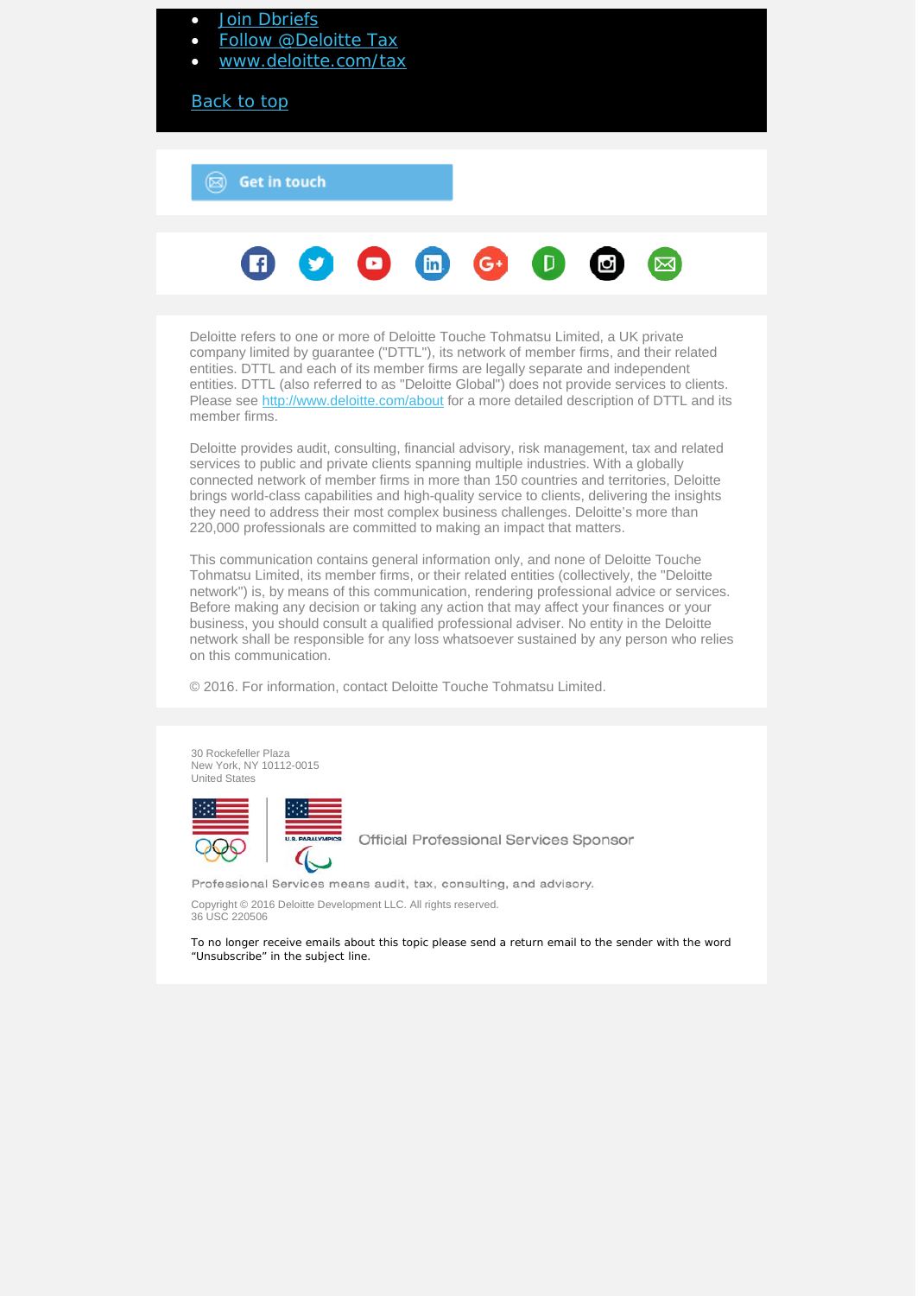- Join Dbriefs
- Follow @Deloitte Tax
- www.deloitte.com/tax

Back to top

Get in touch

Deloitte refers to one or more of Deloitte Touche Tohmatsu Limited, a UK private company limited by guarantee ("DTTL"), its network of member firms, and their related entities. DTTL and each of its member firms are legally separate and independent entities. DTTL (also referred to as "Deloitte Global") does not provide services to clients. Please see http://www.deloitte.com/about for a more detailed description of DTTL and its member firms.

Deloitte provides audit, consulting, financial advisory, risk management, tax and related services to public and private clients spanning multiple industries. With a globally connected network of member firms in more than 150 countries and territories, Deloitte brings world-class capabilities and high-quality service to clients, delivering the insights they need to address their most complex business challenges. Deloitte's more than 220,000 professionals are committed to making an impact that matters.

This communication contains general information only, and none of Deloitte Touche Tohmatsu Limited, its member firms, or their related entities (collectively, the "Deloitte network") is, by means of this communication, rendering professional advice or services. Before making any decision or taking any action that may affect your finances or your business, you should consult a qualified professional adviser. No entity in the Deloitte network shall be responsible for any loss whatsoever sustained by any person who relies on this communication.

© 2016. For information, contact Deloitte Touche Tohmatsu Limited.

30 Rockefeller Plaza
New York, NY 10112-0015
United States

U.S. PARALYMPICS

Official Professional Services Sponsor

Professional Services means audit, tax, consulting, and advisory.

Copyright © 2016 Deloitte Development LLC. All rights reserved.
36 USC 220506

To no longer receive emails about this topic please send a return email to the sender with the word "Unsubscribe" in the subject line.